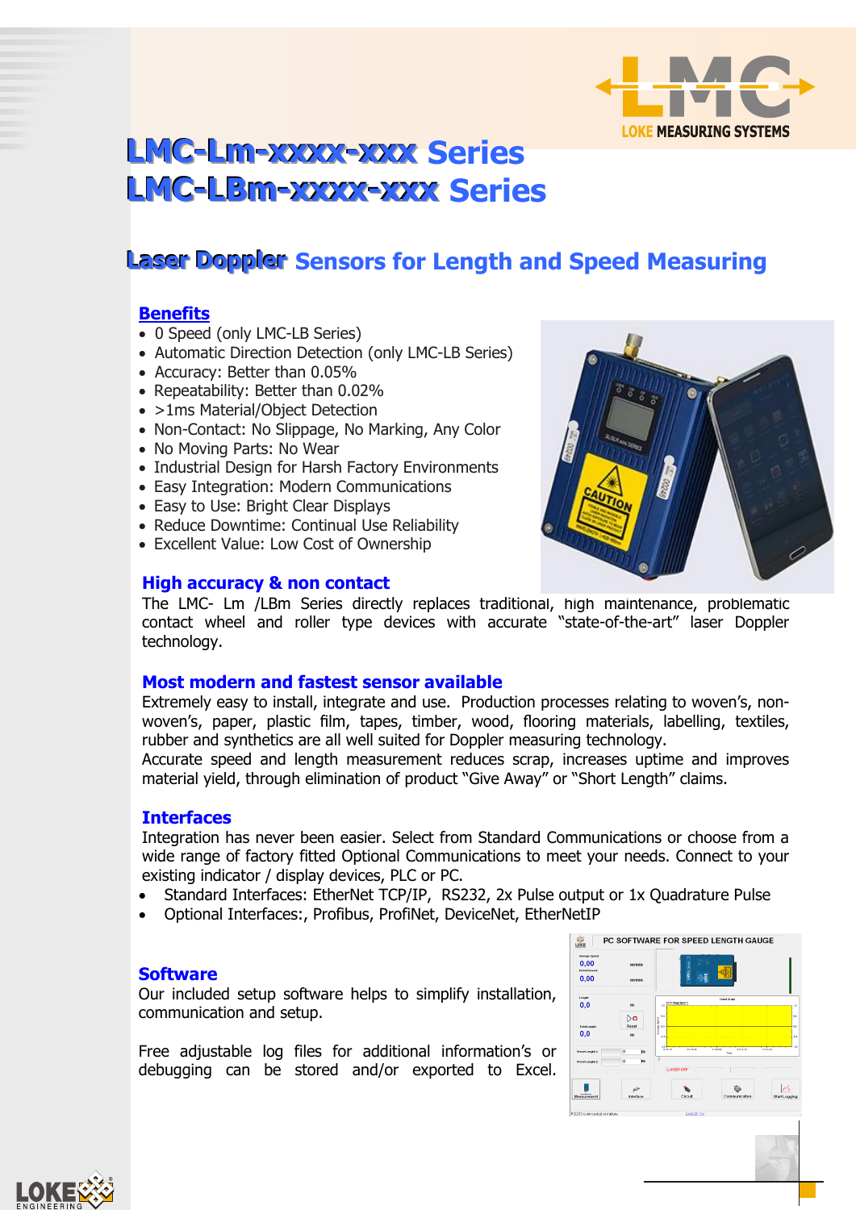# LMC-Lm-xxxx-xxx Series
# LMC-LBm-xxxx-xxx Series

## Laser Doppler Sensors for Length and Speed Measuring

### Benefits

- 0 Speed (only LMC-LB Series)
- Automatic Direction Detection (only LMC-LB Series)
- Accuracy: Better than 0.05%
- Repeatability: Better than 0.02%
- >1ms Material/Object Detection
- Non-Contact: No Slippage, No Marking, Any Color
- No Moving Parts: No Wear
- Industrial Design for Harsh Factory Environments
- Easy Integration: Modern Communications
- Easy to Use: Bright Clear Displays
- Reduce Downtime: Continual Use Reliability
- Excellent Value: Low Cost of Ownership

### High accuracy & non contact

The LMC- Lm /LBm Series directly replaces traditional, high maintenance, problematic contact wheel and roller type devices with accurate "state-of-the-art" laser Doppler technology.

### Most modern and fastest sensor available

Extremely easy to install, integrate and use. Production processes relating to woven's, non-woven's, paper, plastic film, tapes, timber, wood, flooring materials, labelling, textiles, rubber and synthetics are all well suited for Doppler measuring technology.
Accurate speed and length measurement reduces scrap, increases uptime and improves material yield, through elimination of product "Give Away" or "Short Length" claims.

### Interfaces

Integration has never been easier. Select from Standard Communications or choose from a wide range of factory fitted Optional Communications to meet your needs. Connect to your existing indicator / display devices, PLC or PC.

- Standard Interfaces: EtherNet TCP/IP, RS232, 2x Pulse output or 1x Quadrature Pulse
- Optional Interfaces:, Profibus, ProfiNet, DeviceNet, EtherNetIP

### Software

Our included setup software helps to simplify installation, communication and setup.

Free adjustable log files for additional information's or debugging can be stored and/or exported to Excel.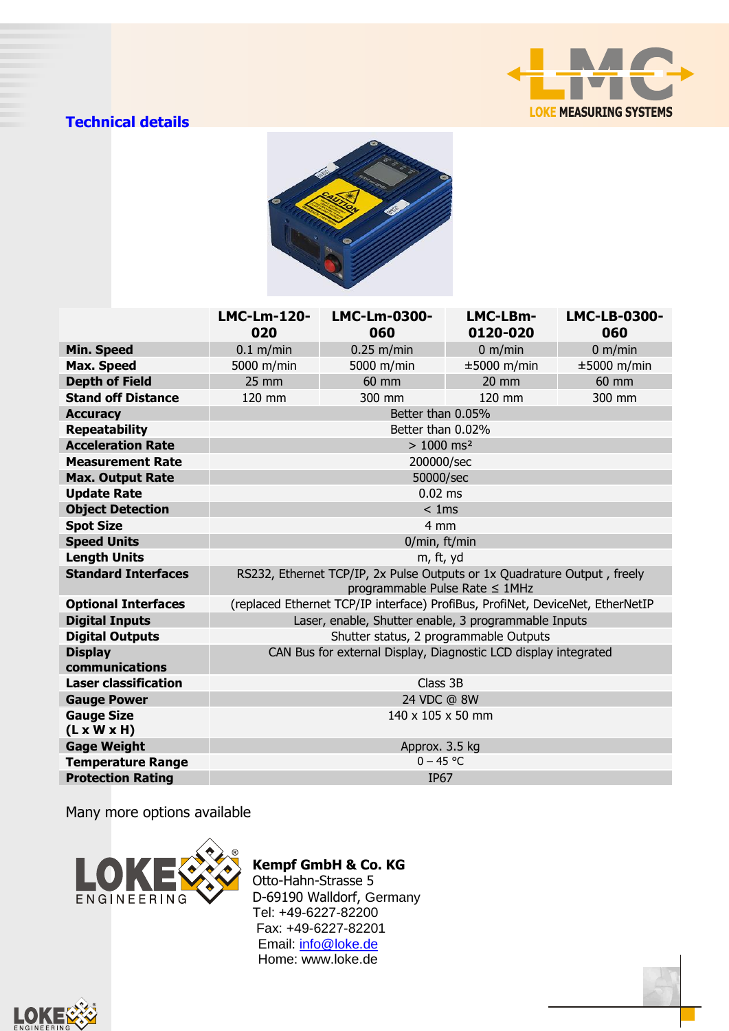## Technical details

| | LMC-Lm-120-020 | LMC-Lm-0300-060 | LMC-LBm-0120-020 | LMC-LB-0300-060 |
|---|---|---|---|---|
| **Min. Speed** | 0.1 m/min | 0.25 m/min | 0 m/min | 0 m/min |
| **Max. Speed** | 5000 m/min | 5000 m/min | ±5000 m/min | ±5000 m/min |
| **Depth of Field** | 25 mm | 60 mm | 20 mm | 60 mm |
| **Stand off Distance** | 120 mm | 300 mm | 120 mm | 300 mm |
| **Accuracy** | Better than 0.05% | | | |
| **Repeatability** | Better than 0.02% | | | |
| **Acceleration Rate** | > 1000 ms² | | | |
| **Measurement Rate** | 200000/sec | | | |
| **Max. Output Rate** | 50000/sec | | | |
| **Update Rate** | 0.02 ms | | | |
| **Object Detection** | < 1ms | | | |
| **Spot Size** | 4 mm | | | |
| **Speed Units** | 0/min, ft/min | | | |
| **Length Units** | m, ft, yd | | | |
| **Standard Interfaces** | RS232, Ethernet TCP/IP, 2x Pulse Outputs or 1x Quadrature Output , freely programmable Pulse Rate ≤ 1MHz | | | |
| **Optional Interfaces** | (replaced Ethernet TCP/IP interface) ProfiBus, ProfiNet, DeviceNet, EtherNetIP | | | |
| **Digital Inputs** | Laser, enable, Shutter enable, 3 programmable Inputs | | | |
| **Digital Outputs** | Shutter status, 2 programmable Outputs | | | |
| **Display communications** | CAN Bus for external Display, Diagnostic LCD display integrated | | | |
| **Laser classification** | Class 3B | | | |
| **Gauge Power** | 24 VDC @ 8W | | | |
| **Gauge Size (L x W x H)** | 140 x 105 x 50 mm | | | |
| **Gage Weight** | Approx. 3.5 kg | | | |
| **Temperature Range** | 0 – 45 °C | | | |
| **Protection Rating** | IP67 | | | |

Many more options available

**Kempf GmbH & Co. KG**
Otto-Hahn-Strasse 5
D-69190 Walldorf, Germany
Tel: +49-6227-82200
Fax: +49-6227-82201
Email: info@loke.de
Home: www.loke.de